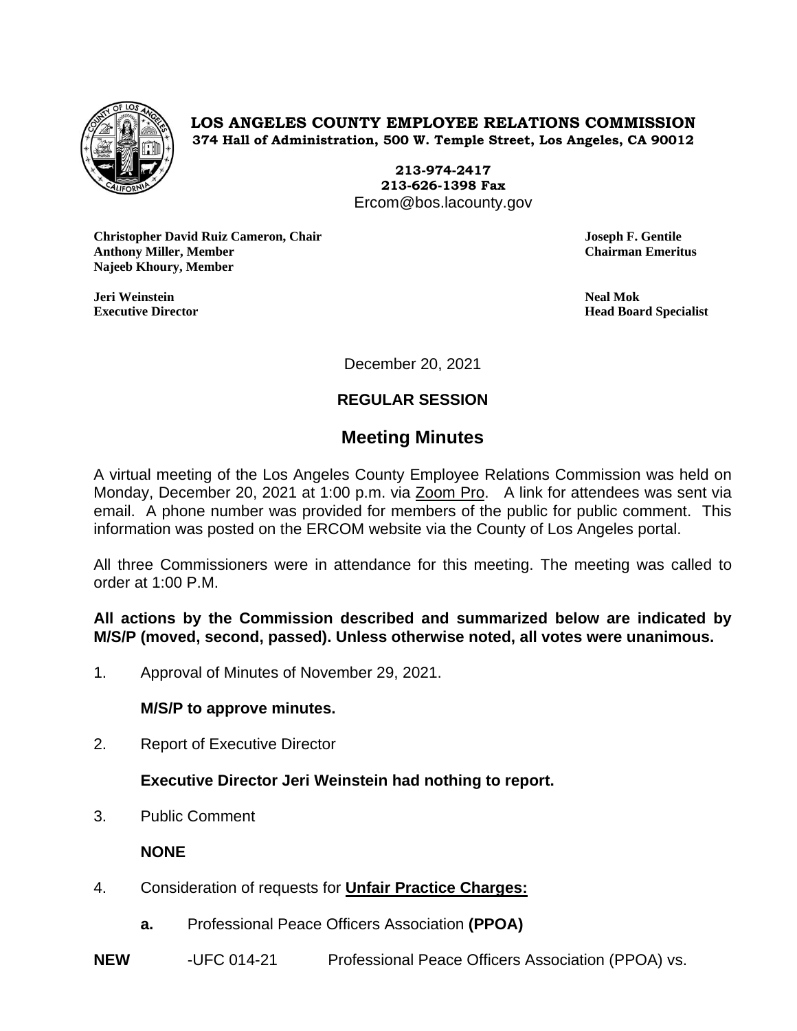**LOS ANGELES COUNTY EMPLOYEE RELATIONS COMMISSION**
**374 Hall of Administration, 500 W. Temple Street, Los Angeles, CA 90012**

**213-974-2417**
**213-626-1398 Fax**
Ercom@bos.lacounty.gov

**Christopher David Ruiz Cameron, Chair**
**Anthony Miller, Member**
**Najeeb Khoury, Member**

**Joseph F. Gentile**
**Chairman Emeritus**

**Jeri Weinstein**
**Executive Director**

**Neal Mok**
**Head Board Specialist**

December 20, 2021

**REGULAR SESSION**

## Meeting Minutes

A virtual meeting of the Los Angeles County Employee Relations Commission was held on Monday, December 20, 2021 at 1:00 p.m. via Zoom Pro. A link for attendees was sent via email. A phone number was provided for members of the public for public comment. This information was posted on the ERCOM website via the County of Los Angeles portal.

All three Commissioners were in attendance for this meeting. The meeting was called to order at 1:00 P.M.

**All actions by the Commission described and summarized below are indicated by M/S/P (moved, second, passed). Unless otherwise noted, all votes were unanimous.**

1. Approval of Minutes of November 29, 2021.

   **M/S/P to approve minutes.**

2. Report of Executive Director

   **Executive Director Jeri Weinstein had nothing to report.**

3. Public Comment

   **NONE**

4. Consideration of requests for **Unfair Practice Charges:**

   **a.** Professional Peace Officers Association **(PPOA)**

**NEW** -UFC 014-21 Professional Peace Officers Association (PPOA) vs.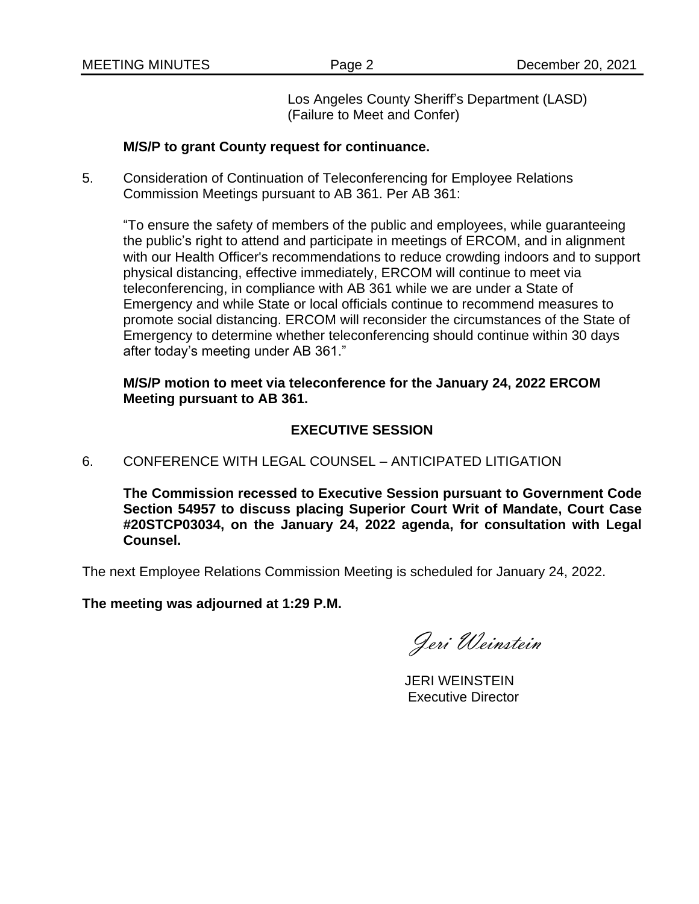Los Angeles County Sheriff's Department (LASD)
(Failure to Meet and Confer)

**M/S/P to grant County request for continuance.**

5. Consideration of Continuation of Teleconferencing for Employee Relations Commission Meetings pursuant to AB 361. Per AB 361:

   "To ensure the safety of members of the public and employees, while guaranteeing the public's right to attend and participate in meetings of ERCOM, and in alignment with our Health Officer's recommendations to reduce crowding indoors and to support physical distancing, effective immediately, ERCOM will continue to meet via teleconferencing, in compliance with AB 361 while we are under a State of Emergency and while State or local officials continue to recommend measures to promote social distancing. ERCOM will reconsider the circumstances of the State of Emergency to determine whether teleconferencing should continue within 30 days after today's meeting under AB 361."

   **M/S/P motion to meet via teleconference for the January 24, 2022 ERCOM Meeting pursuant to AB 361.**

## EXECUTIVE SESSION

6. CONFERENCE WITH LEGAL COUNSEL – ANTICIPATED LITIGATION

   **The Commission recessed to Executive Session pursuant to Government Code Section 54957 to discuss placing Superior Court Writ of Mandate, Court Case #20STCP03034, on the January 24, 2022 agenda, for consultation with Legal Counsel.**

The next Employee Relations Commission Meeting is scheduled for January 24, 2022.

**The meeting was adjourned at 1:29 P.M.**

*Jeri Weinstein*

JERI WEINSTEIN
Executive Director